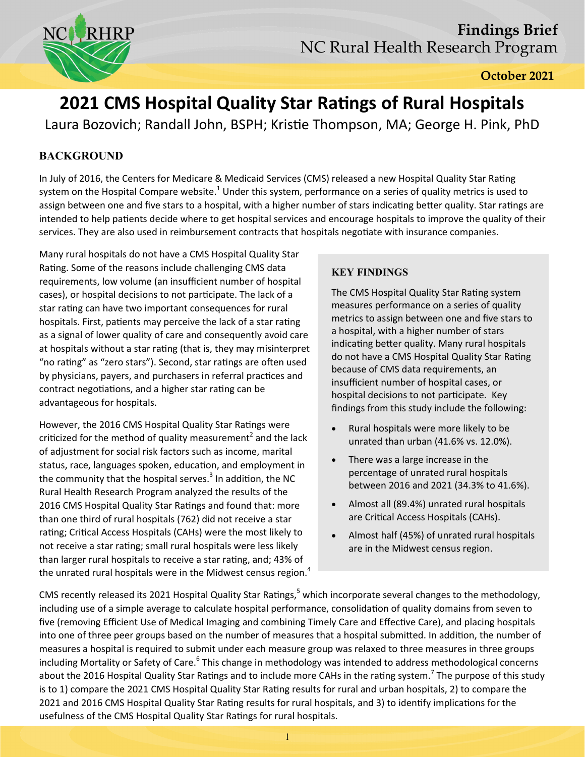**Findings Brief**
NC Rural Health Research Program

**October 2021**

# 2021 CMS Hospital Quality Star Ratings of Rural Hospitals

Laura Bozovich; Randall John, BSPH; Kristie Thompson, MA; George H. Pink, PhD

## BACKGROUND

In July of 2016, the Centers for Medicare & Medicaid Services (CMS) released a new Hospital Quality Star Rating system on the Hospital Compare website.[1] Under this system, performance on a series of quality metrics is used to assign between one and five stars to a hospital, with a higher number of stars indicating better quality. Star ratings are intended to help patients decide where to get hospital services and encourage hospitals to improve the quality of their services. They are also used in reimbursement contracts that hospitals negotiate with insurance companies.

Many rural hospitals do not have a CMS Hospital Quality Star Rating. Some of the reasons include challenging CMS data requirements, low volume (an insufficient number of hospital cases), or hospital decisions to not participate. The lack of a star rating can have two important consequences for rural hospitals. First, patients may perceive the lack of a star rating as a signal of lower quality of care and consequently avoid care at hospitals without a star rating (that is, they may misinterpret "no rating" as "zero stars"). Second, star ratings are often used by physicians, payers, and purchasers in referral practices and contract negotiations, and a higher star rating can be advantageous for hospitals.

However, the 2016 CMS Hospital Quality Star Ratings were criticized for the method of quality measurement[2] and the lack of adjustment for social risk factors such as income, marital status, race, languages spoken, education, and employment in the community that the hospital serves.[3] In addition, the NC Rural Health Research Program analyzed the results of the 2016 CMS Hospital Quality Star Ratings and found that: more than one third of rural hospitals (762) did not receive a star rating; Critical Access Hospitals (CAHs) were the most likely to not receive a star rating; small rural hospitals were less likely than larger rural hospitals to receive a star rating, and; 43% of the unrated rural hospitals were in the Midwest census region.[4]

### KEY FINDINGS

The CMS Hospital Quality Star Rating system measures performance on a series of quality metrics to assign between one and five stars to a hospital, with a higher number of stars indicating better quality. Many rural hospitals do not have a CMS Hospital Quality Star Rating because of CMS data requirements, an insufficient number of hospital cases, or hospital decisions to not participate. Key findings from this study include the following:

- Rural hospitals were more likely to be unrated than urban (41.6% vs. 12.0%).
- There was a large increase in the percentage of unrated rural hospitals between 2016 and 2021 (34.3% to 41.6%).
- Almost all (89.4%) unrated rural hospitals are Critical Access Hospitals (CAHs).
- Almost half (45%) of unrated rural hospitals are in the Midwest census region.

CMS recently released its 2021 Hospital Quality Star Ratings,[5] which incorporate several changes to the methodology, including use of a simple average to calculate hospital performance, consolidation of quality domains from seven to five (removing Efficient Use of Medical Imaging and combining Timely Care and Effective Care), and placing hospitals into one of three peer groups based on the number of measures that a hospital submitted. In addition, the number of measures a hospital is required to submit under each measure group was relaxed to three measures in three groups including Mortality or Safety of Care.[6] This change in methodology was intended to address methodological concerns about the 2016 Hospital Quality Star Ratings and to include more CAHs in the rating system.[7] The purpose of this study is to 1) compare the 2021 CMS Hospital Quality Star Rating results for rural and urban hospitals, 2) to compare the 2021 and 2016 CMS Hospital Quality Star Rating results for rural hospitals, and 3) to identify implications for the usefulness of the CMS Hospital Quality Star Ratings for rural hospitals.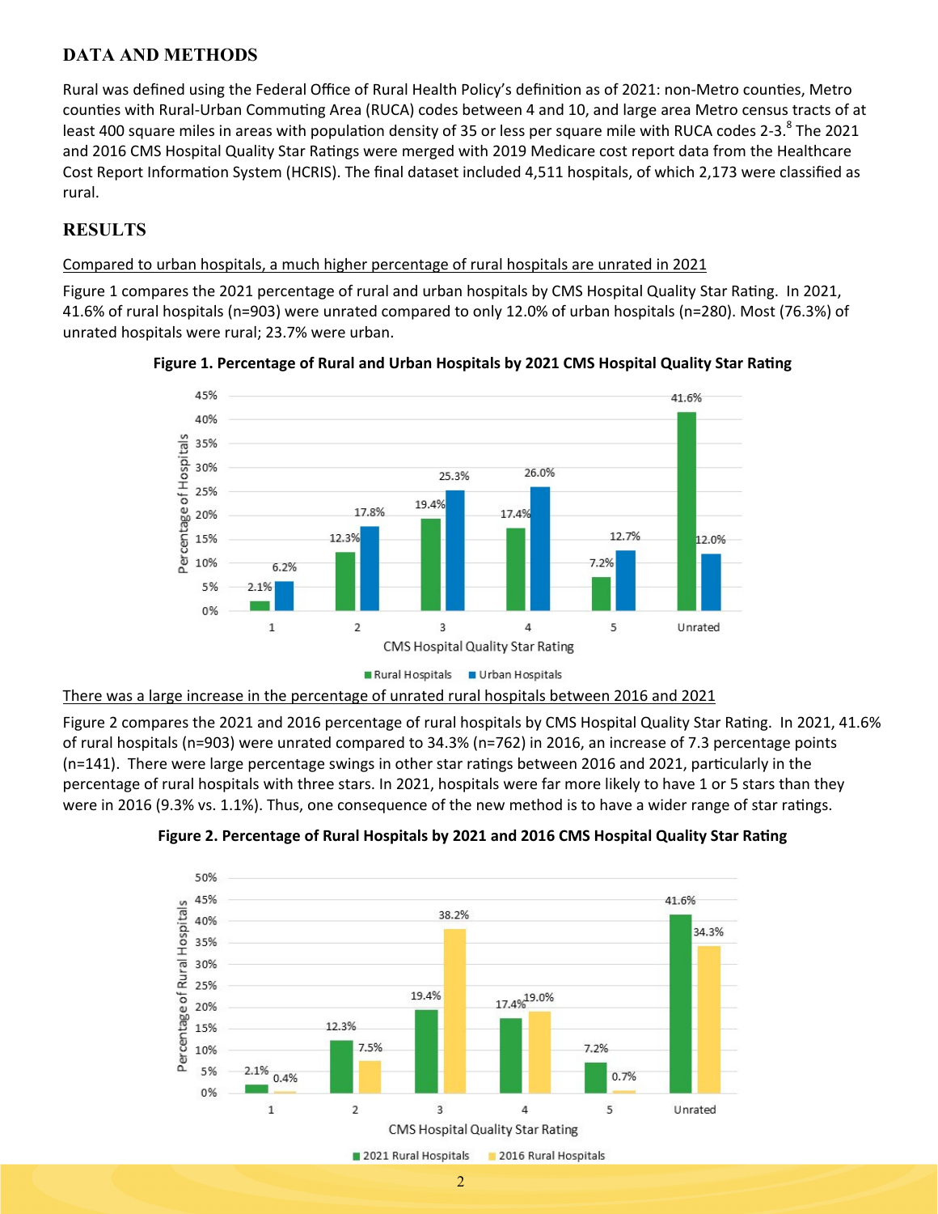## DATA AND METHODS

Rural was defined using the Federal Office of Rural Health Policy's definition as of 2021: non-Metro counties, Metro counties with Rural-Urban Commuting Area (RUCA) codes between 4 and 10, and large area Metro census tracts of at least 400 square miles in areas with population density of 35 or less per square mile with RUCA codes 2-3.[8] The 2021 and 2016 CMS Hospital Quality Star Ratings were merged with 2019 Medicare cost report data from the Healthcare Cost Report Information System (HCRIS). The final dataset included 4,511 hospitals, of which 2,173 were classified as rural.

## RESULTS

Compared to urban hospitals, a much higher percentage of rural hospitals are unrated in 2021

Figure 1 compares the 2021 percentage of rural and urban hospitals by CMS Hospital Quality Star Rating. In 2021, 41.6% of rural hospitals (n=903) were unrated compared to only 12.0% of urban hospitals (n=280). Most (76.3%) of unrated hospitals were rural; 23.7% were urban.

**Figure 1. Percentage of Rural and Urban Hospitals by 2021 CMS Hospital Quality Star Rating**

| CMS Hospital Quality Star Rating | Rural Hospitals | Urban Hospitals |
|---|---|---|
| 1 | 2.1% | 6.2% |
| 2 | 12.3% | 17.8% |
| 3 | 19.4% | 25.3% |
| 4 | 17.4% | 26.0% |
| 5 | 7.2% | 12.7% |
| Unrated | 41.6% | 12.0% |

There was a large increase in the percentage of unrated rural hospitals between 2016 and 2021

Figure 2 compares the 2021 and 2016 percentage of rural hospitals by CMS Hospital Quality Star Rating. In 2021, 41.6% of rural hospitals (n=903) were unrated compared to 34.3% (n=762) in 2016, an increase of 7.3 percentage points (n=141). There were large percentage swings in other star ratings between 2016 and 2021, particularly in the percentage of rural hospitals with three stars. In 2021, hospitals were far more likely to have 1 or 5 stars than they were in 2016 (9.3% vs. 1.1%). Thus, one consequence of the new method is to have a wider range of star ratings.

**Figure 2. Percentage of Rural Hospitals by 2021 and 2016 CMS Hospital Quality Star Rating**

| CMS Hospital Quality Star Rating | 2021 Rural Hospitals | 2016 Rural Hospitals |
|---|---|---|
| 1 | 2.1% | 0.4% |
| 2 | 12.3% | 7.5% |
| 3 | 19.4% | 38.2% |
| 4 | 17.4% | 19.0% |
| 5 | 7.2% | 0.7% |
| Unrated | 41.6% | 34.3% |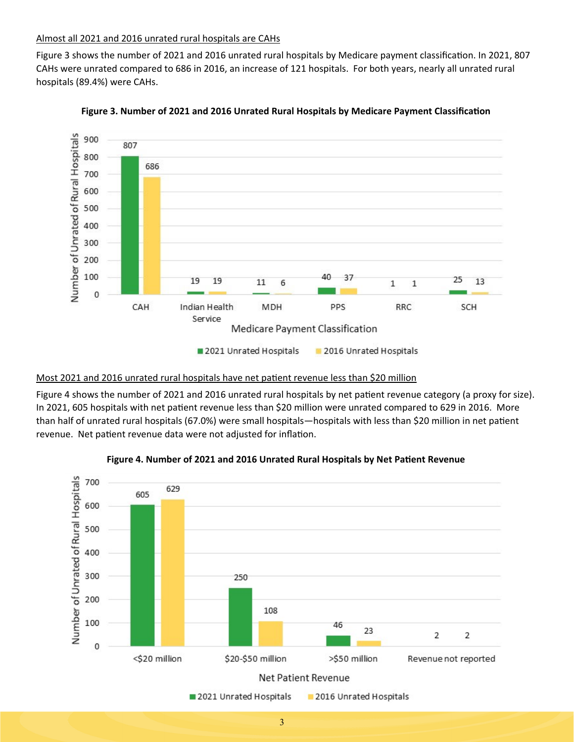Almost all 2021 and 2016 unrated rural hospitals are CAHs

Figure 3 shows the number of 2021 and 2016 unrated rural hospitals by Medicare payment classification. In 2021, 807 CAHs were unrated compared to 686 in 2016, an increase of 121 hospitals. For both years, nearly all unrated rural hospitals (89.4%) were CAHs.

**Figure 3. Number of 2021 and 2016 Unrated Rural Hospitals by Medicare Payment Classification**

| Medicare Payment Classification | 2021 Unrated Hospitals | 2016 Unrated Hospitals |
|---|---|---|
| CAH | 807 | 686 |
| Indian Health Service | 19 | 19 |
| MDH | 11 | 6 |
| PPS | 40 | 37 |
| RRC | 1 | 1 |
| SCH | 25 | 13 |

Most 2021 and 2016 unrated rural hospitals have net patient revenue less than $20 million

Figure 4 shows the number of 2021 and 2016 unrated rural hospitals by net patient revenue category (a proxy for size). In 2021, 605 hospitals with net patient revenue less than $20 million were unrated compared to 629 in 2016. More than half of unrated rural hospitals (67.0%) were small hospitals—hospitals with less than $20 million in net patient revenue. Net patient revenue data were not adjusted for inflation.

**Figure 4. Number of 2021 and 2016 Unrated Rural Hospitals by Net Patient Revenue**

| Net Patient Revenue | 2021 Unrated Hospitals | 2016 Unrated Hospitals |
|---|---|---|
| <$20 million | 605 | 629 |
| $20-$50 million | 250 | 108 |
| >$50 million | 46 | 23 |
| Revenue not reported | 2 | 2 |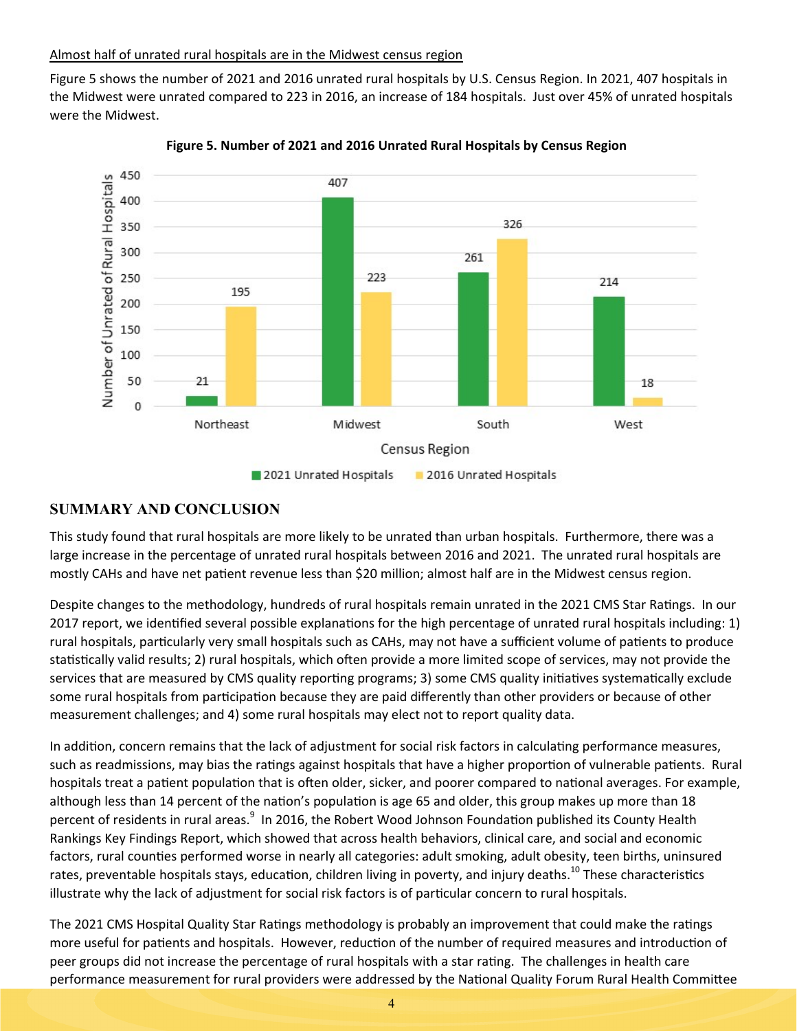Almost half of unrated rural hospitals are in the Midwest census region

Figure 5 shows the number of 2021 and 2016 unrated rural hospitals by U.S. Census Region. In 2021, 407 hospitals in the Midwest were unrated compared to 223 in 2016, an increase of 184 hospitals. Just over 45% of unrated hospitals were the Midwest.

**Figure 5. Number of 2021 and 2016 Unrated Rural Hospitals by Census Region**

| Census Region | 2021 Unrated Hospitals | 2016 Unrated Hospitals |
|---|---|---|
| Northeast | 21 | 195 |
| Midwest | 407 | 223 |
| South | 261 | 326 |
| West | 214 | 18 |

## SUMMARY AND CONCLUSION

This study found that rural hospitals are more likely to be unrated than urban hospitals. Furthermore, there was a large increase in the percentage of unrated rural hospitals between 2016 and 2021. The unrated rural hospitals are mostly CAHs and have net patient revenue less than $20 million; almost half are in the Midwest census region.

Despite changes to the methodology, hundreds of rural hospitals remain unrated in the 2021 CMS Star Ratings. In our 2017 report, we identified several possible explanations for the high percentage of unrated rural hospitals including: 1) rural hospitals, particularly very small hospitals such as CAHs, may not have a sufficient volume of patients to produce statistically valid results; 2) rural hospitals, which often provide a more limited scope of services, may not provide the services that are measured by CMS quality reporting programs; 3) some CMS quality initiatives systematically exclude some rural hospitals from participation because they are paid differently than other providers or because of other measurement challenges; and 4) some rural hospitals may elect not to report quality data.

In addition, concern remains that the lack of adjustment for social risk factors in calculating performance measures, such as readmissions, may bias the ratings against hospitals that have a higher proportion of vulnerable patients. Rural hospitals treat a patient population that is often older, sicker, and poorer compared to national averages. For example, although less than 14 percent of the nation's population is age 65 and older, this group makes up more than 18 percent of residents in rural areas.[9] In 2016, the Robert Wood Johnson Foundation published its County Health Rankings Key Findings Report, which showed that across health behaviors, clinical care, and social and economic factors, rural counties performed worse in nearly all categories: adult smoking, adult obesity, teen births, uninsured rates, preventable hospitals stays, education, children living in poverty, and injury deaths.[10] These characteristics illustrate why the lack of adjustment for social risk factors is of particular concern to rural hospitals.

The 2021 CMS Hospital Quality Star Ratings methodology is probably an improvement that could make the ratings more useful for patients and hospitals. However, reduction of the number of required measures and introduction of peer groups did not increase the percentage of rural hospitals with a star rating. The challenges in health care performance measurement for rural providers were addressed by the National Quality Forum Rural Health Committee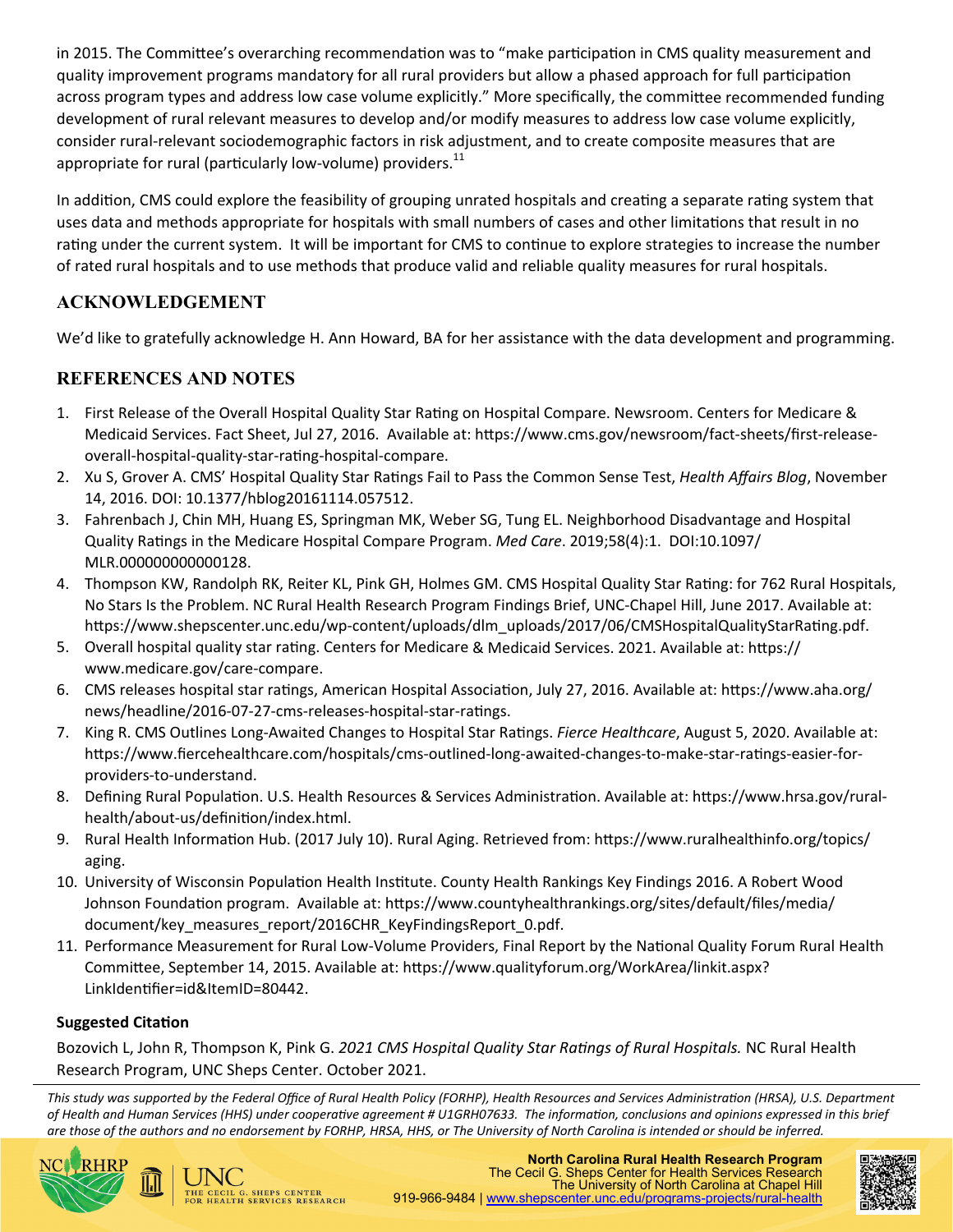in 2015. The Committee's overarching recommendation was to "make participation in CMS quality measurement and quality improvement programs mandatory for all rural providers but allow a phased approach for full participation across program types and address low case volume explicitly." More specifically, the committee recommended funding development of rural relevant measures to develop and/or modify measures to address low case volume explicitly, consider rural-relevant sociodemographic factors in risk adjustment, and to create composite measures that are appropriate for rural (particularly low-volume) providers.[11]

In addition, CMS could explore the feasibility of grouping unrated hospitals and creating a separate rating system that uses data and methods appropriate for hospitals with small numbers of cases and other limitations that result in no rating under the current system. It will be important for CMS to continue to explore strategies to increase the number of rated rural hospitals and to use methods that produce valid and reliable quality measures for rural hospitals.

## ACKNOWLEDGEMENT

We'd like to gratefully acknowledge H. Ann Howard, BA for her assistance with the data development and programming.

## REFERENCES AND NOTES

1. First Release of the Overall Hospital Quality Star Rating on Hospital Compare. Newsroom. Centers for Medicare & Medicaid Services. Fact Sheet, Jul 27, 2016. Available at: https://www.cms.gov/newsroom/fact-sheets/first-release-overall-hospital-quality-star-rating-hospital-compare.
2. Xu S, Grover A. CMS' Hospital Quality Star Ratings Fail to Pass the Common Sense Test, *Health Affairs Blog*, November 14, 2016. DOI: 10.1377/hblog20161114.057512.
3. Fahrenbach J, Chin MH, Huang ES, Springman MK, Weber SG, Tung EL. Neighborhood Disadvantage and Hospital Quality Ratings in the Medicare Hospital Compare Program. *Med Care*. 2019;58(4):1. DOI:10.1097/MLR.000000000000128.
4. Thompson KW, Randolph RK, Reiter KL, Pink GH, Holmes GM. CMS Hospital Quality Star Rating: for 762 Rural Hospitals, No Stars Is the Problem. NC Rural Health Research Program Findings Brief, UNC-Chapel Hill, June 2017. Available at: https://www.shepscenter.unc.edu/wp-content/uploads/dlm_uploads/2017/06/CMSHospitalQualityStarRating.pdf.
5. Overall hospital quality star rating. Centers for Medicare & Medicaid Services. 2021. Available at: https://www.medicare.gov/care-compare.
6. CMS releases hospital star ratings, American Hospital Association, July 27, 2016. Available at: https://www.aha.org/news/headline/2016-07-27-cms-releases-hospital-star-ratings.
7. King R. CMS Outlines Long-Awaited Changes to Hospital Star Ratings. *Fierce Healthcare*, August 5, 2020. Available at: https://www.fiercehealthcare.com/hospitals/cms-outlined-long-awaited-changes-to-make-star-ratings-easier-for-providers-to-understand.
8. Defining Rural Population. U.S. Health Resources & Services Administration. Available at: https://www.hrsa.gov/rural-health/about-us/definition/index.html.
9. Rural Health Information Hub. (2017 July 10). Rural Aging. Retrieved from: https://www.ruralhealthinfo.org/topics/aging.
10. University of Wisconsin Population Health Institute. County Health Rankings Key Findings 2016. A Robert Wood Johnson Foundation program. Available at: https://www.countyhealthrankings.org/sites/default/files/media/document/key_measures_report/2016CHR_KeyFindingsReport_0.pdf.
11. Performance Measurement for Rural Low-Volume Providers, Final Report by the National Quality Forum Rural Health Committee, September 14, 2015. Available at: https://www.qualityforum.org/WorkArea/linkit.aspx?LinkIdentifier=id&ItemID=80442.

**Suggested Citation**

Bozovich L, John R, Thompson K, Pink G. *2021 CMS Hospital Quality Star Ratings of Rural Hospitals.* NC Rural Health Research Program, UNC Sheps Center. October 2021.

*This study was supported by the Federal Office of Rural Health Policy (FORHP), Health Resources and Services Administration (HRSA), U.S. Department of Health and Human Services (HHS) under cooperative agreement # U1GRH07633. The information, conclusions and opinions expressed in this brief are those of the authors and no endorsement by FORHP, HRSA, HHS, or The University of North Carolina is intended or should be inferred.*

**North Carolina Rural Health Research Program**
The Cecil G. Sheps Center for Health Services Research
The University of North Carolina at Chapel Hill
919-966-9484 | www.shepscenter.unc.edu/programs-projects/rural-health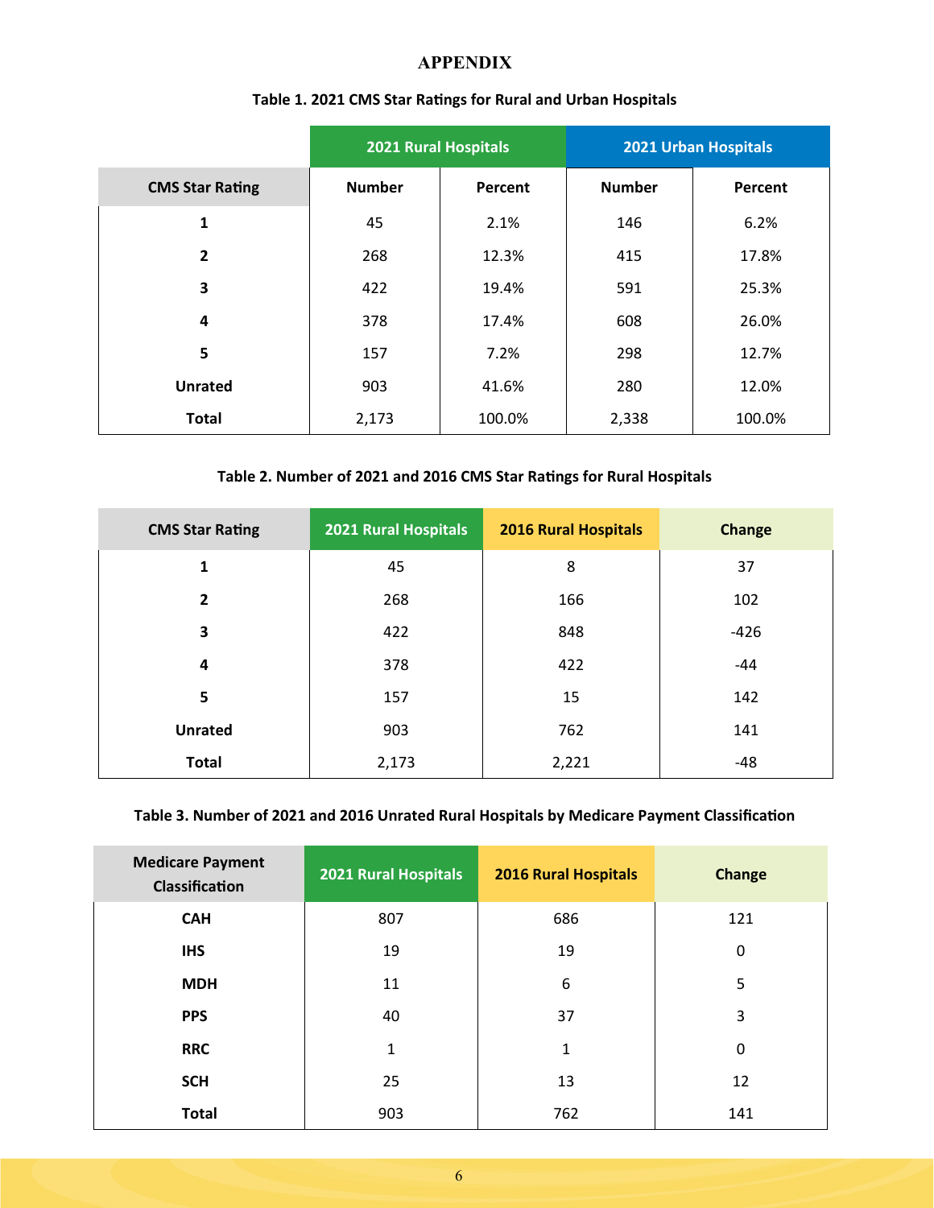# APPENDIX

**Table 1. 2021 CMS Star Ratings for Rural and Urban Hospitals**

| | 2021 Rural Hospitals | | 2021 Urban Hospitals | |
|---|---|---|---|---|
| **CMS Star Rating** | **Number** | **Percent** | **Number** | **Percent** |
| **1** | 45 | 2.1% | 146 | 6.2% |
| **2** | 268 | 12.3% | 415 | 17.8% |
| **3** | 422 | 19.4% | 591 | 25.3% |
| **4** | 378 | 17.4% | 608 | 26.0% |
| **5** | 157 | 7.2% | 298 | 12.7% |
| **Unrated** | 903 | 41.6% | 280 | 12.0% |
| **Total** | 2,173 | 100.0% | 2,338 | 100.0% |

**Table 2. Number of 2021 and 2016 CMS Star Ratings for Rural Hospitals**

| CMS Star Rating | 2021 Rural Hospitals | 2016 Rural Hospitals | Change |
|---|---|---|---|
| **1** | 45 | 8 | 37 |
| **2** | 268 | 166 | 102 |
| **3** | 422 | 848 | -426 |
| **4** | 378 | 422 | -44 |
| **5** | 157 | 15 | 142 |
| **Unrated** | 903 | 762 | 141 |
| **Total** | 2,173 | 2,221 | -48 |

**Table 3. Number of 2021 and 2016 Unrated Rural Hospitals by Medicare Payment Classification**

| Medicare Payment Classification | 2021 Rural Hospitals | 2016 Rural Hospitals | Change |
|---|---|---|---|
| **CAH** | 807 | 686 | 121 |
| **IHS** | 19 | 19 | 0 |
| **MDH** | 11 | 6 | 5 |
| **PPS** | 40 | 37 | 3 |
| **RRC** | 1 | 1 | 0 |
| **SCH** | 25 | 13 | 12 |
| **Total** | 903 | 762 | 141 |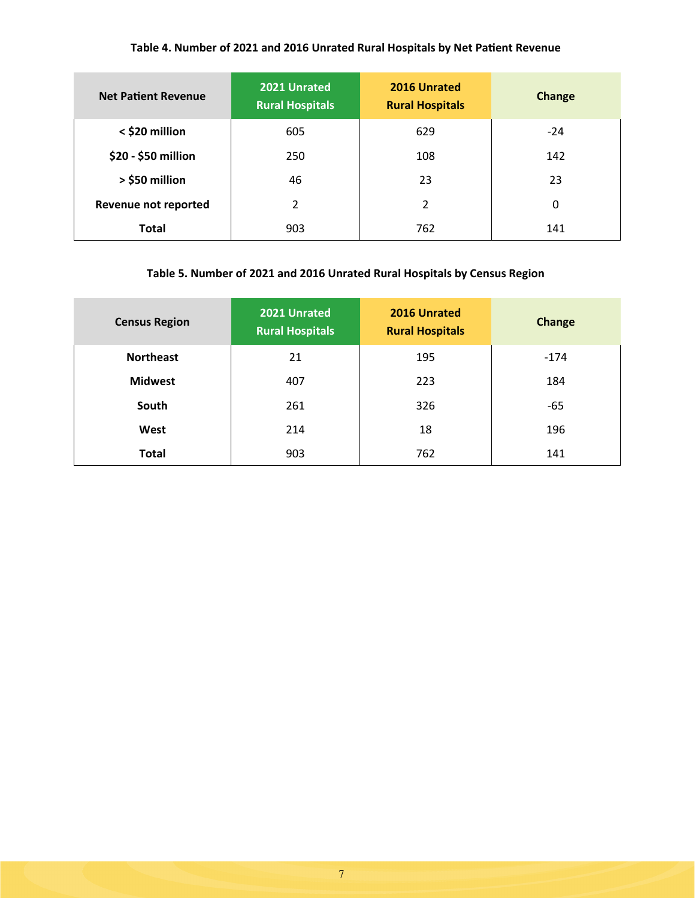**Table 4. Number of 2021 and 2016 Unrated Rural Hospitals by Net Patient Revenue**

| Net Patient Revenue | 2021 Unrated Rural Hospitals | 2016 Unrated Rural Hospitals | Change |
|---|---|---|---|
| **< $20 million** | 605 | 629 | -24 |
| **$20 - $50 million** | 250 | 108 | 142 |
| **> $50 million** | 46 | 23 | 23 |
| **Revenue not reported** | 2 | 2 | 0 |
| **Total** | 903 | 762 | 141 |

**Table 5. Number of 2021 and 2016 Unrated Rural Hospitals by Census Region**

| Census Region | 2021 Unrated Rural Hospitals | 2016 Unrated Rural Hospitals | Change |
|---|---|---|---|
| **Northeast** | 21 | 195 | -174 |
| **Midwest** | 407 | 223 | 184 |
| **South** | 261 | 326 | -65 |
| **West** | 214 | 18 | 196 |
| **Total** | 903 | 762 | 141 |